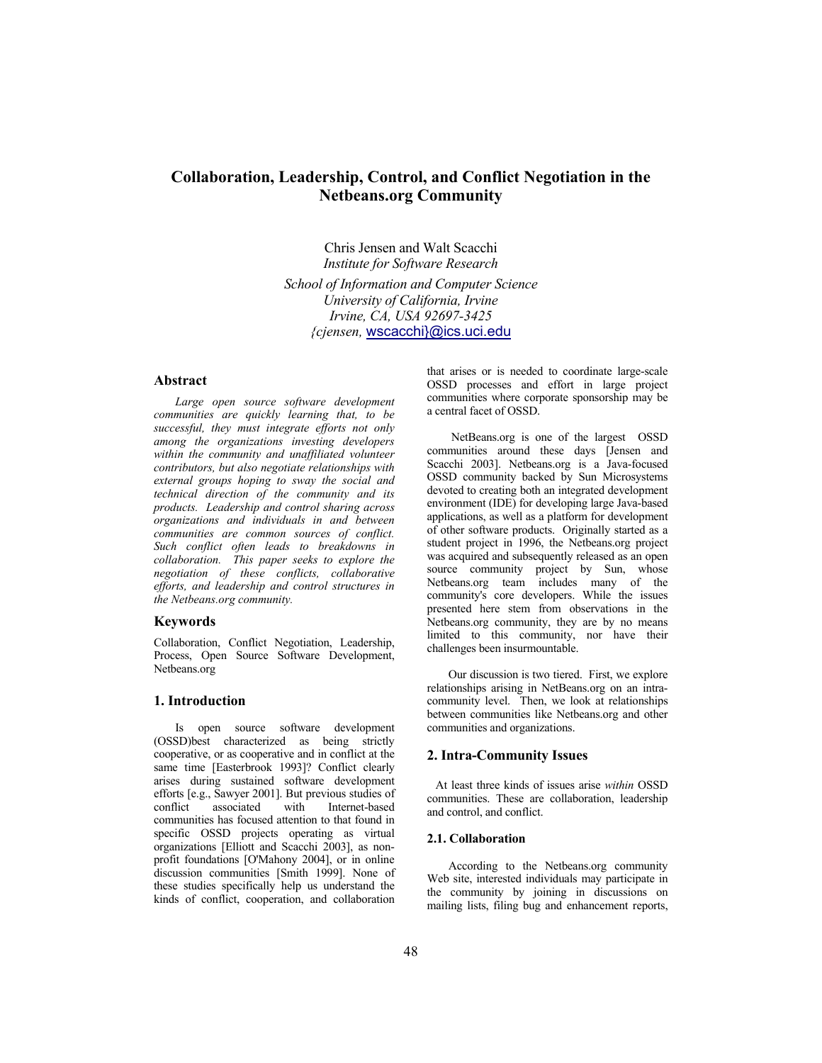# Collaboration, Leadership, Control, and Conflict Negotiation in the Netbeans.org Community

Chris Jensen and Walt Scacchi
*Institute for Software Research*
*School of Information and Computer Science*
*University of California, Irvine*
*Irvine, CA, USA 92697-3425*
*{cjensen,* wscacchi}@ics.uci.edu

## Abstract

*Large open source software development communities are quickly learning that, to be successful, they must integrate efforts not only among the organizations investing developers within the community and unaffiliated volunteer contributors, but also negotiate relationships with external groups hoping to sway the social and technical direction of the community and its products. Leadership and control sharing across organizations and individuals in and between communities are common sources of conflict. Such conflict often leads to breakdowns in collaboration. This paper seeks to explore the negotiation of these conflicts, collaborative efforts, and leadership and control structures in the Netbeans.org community.*

## Keywords

Collaboration, Conflict Negotiation, Leadership, Process, Open Source Software Development, Netbeans.org

## 1. Introduction

Is open source software development (OSSD)best characterized as being strictly cooperative, or as cooperative and in conflict at the same time [Easterbrook 1993]? Conflict clearly arises during sustained software development efforts [e.g., Sawyer 2001]. But previous studies of conflict associated with Internet-based communities has focused attention to that found in specific OSSD projects operating as virtual organizations [Elliott and Scacchi 2003], as non-profit foundations [O'Mahony 2004], or in online discussion communities [Smith 1999]. None of these studies specifically help us understand the kinds of conflict, cooperation, and collaboration that arises or is needed to coordinate large-scale OSSD processes and effort in large project communities where corporate sponsorship may be a central facet of OSSD.

NetBeans.org is one of the largest OSSD communities around these days [Jensen and Scacchi 2003]. Netbeans.org is a Java-focused OSSD community backed by Sun Microsystems devoted to creating both an integrated development environment (IDE) for developing large Java-based applications, as well as a platform for development of other software products. Originally started as a student project in 1996, the Netbeans.org project was acquired and subsequently released as an open source community project by Sun, whose Netbeans.org team includes many of the community's core developers. While the issues presented here stem from observations in the Netbeans.org community, they are by no means limited to this community, nor have their challenges been insurmountable.

Our discussion is two tiered. First, we explore relationships arising in NetBeans.org on an intra-community level. Then, we look at relationships between communities like Netbeans.org and other communities and organizations.

## 2. Intra-Community Issues

At least three kinds of issues arise *within* OSSD communities. These are collaboration, leadership and control, and conflict.

### 2.1. Collaboration

According to the Netbeans.org community Web site, interested individuals may participate in the community by joining in discussions on mailing lists, filing bug and enhancement reports,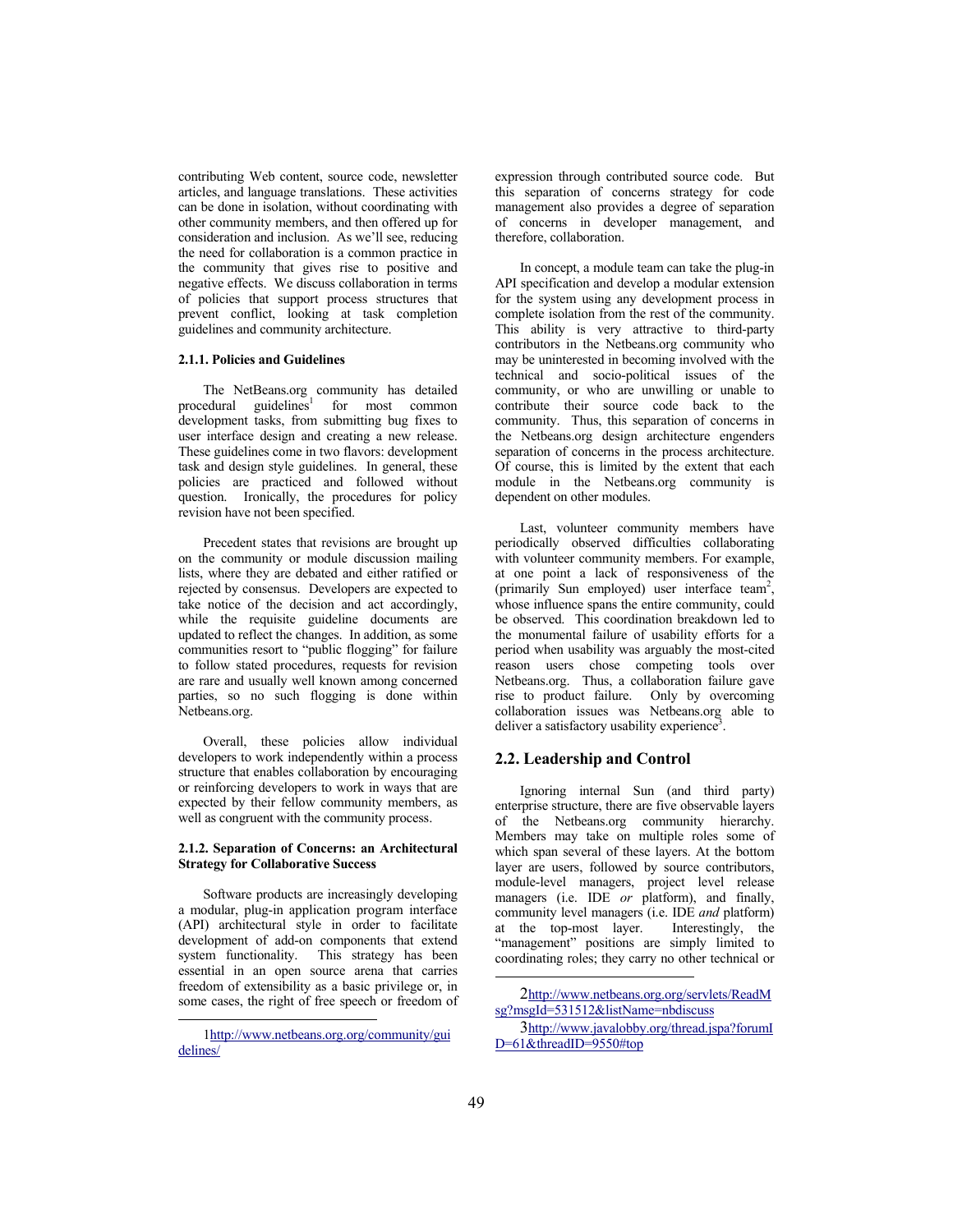contributing Web content, source code, newsletter articles, and language translations. These activities can be done in isolation, without coordinating with other community members, and then offered up for consideration and inclusion. As we'll see, reducing the need for collaboration is a common practice in the community that gives rise to positive and negative effects. We discuss collaboration in terms of policies that support process structures that prevent conflict, looking at task completion guidelines and community architecture.

#### 2.1.1. Policies and Guidelines

The NetBeans.org community has detailed procedural guidelines[1] for most common development tasks, from submitting bug fixes to user interface design and creating a new release. These guidelines come in two flavors: development task and design style guidelines. In general, these policies are practiced and followed without question. Ironically, the procedures for policy revision have not been specified.

Precedent states that revisions are brought up on the community or module discussion mailing lists, where they are debated and either ratified or rejected by consensus. Developers are expected to take notice of the decision and act accordingly, while the requisite guideline documents are updated to reflect the changes. In addition, as some communities resort to "public flogging" for failure to follow stated procedures, requests for revision are rare and usually well known among concerned parties, so no such flogging is done within Netbeans.org.

Overall, these policies allow individual developers to work independently within a process structure that enables collaboration by encouraging or reinforcing developers to work in ways that are expected by their fellow community members, as well as congruent with the community process.

#### 2.1.2. Separation of Concerns: an Architectural Strategy for Collaborative Success

Software products are increasingly developing a modular, plug-in application program interface (API) architectural style in order to facilitate development of add-on components that extend system functionality. This strategy has been essential in an open source arena that carries freedom of extensibility as a basic privilege or, in some cases, the right of free speech or freedom of expression through contributed source code. But this separation of concerns strategy for code management also provides a degree of separation of concerns in developer management, and therefore, collaboration.

In concept, a module team can take the plug-in API specification and develop a modular extension for the system using any development process in complete isolation from the rest of the community. This ability is very attractive to third-party contributors in the Netbeans.org community who may be uninterested in becoming involved with the technical and socio-political issues of the community, or who are unwilling or unable to contribute their source code back to the community. Thus, this separation of concerns in the Netbeans.org design architecture engenders separation of concerns in the process architecture. Of course, this is limited by the extent that each module in the Netbeans.org community is dependent on other modules.

Last, volunteer community members have periodically observed difficulties collaborating with volunteer community members. For example, at one point a lack of responsiveness of the (primarily Sun employed) user interface team[2], whose influence spans the entire community, could be observed. This coordination breakdown led to the monumental failure of usability efforts for a period when usability was arguably the most-cited reason users chose competing tools over Netbeans.org. Thus, a collaboration failure gave rise to product failure. Only by overcoming collaboration issues was Netbeans.org able to deliver a satisfactory usability experience[3].

## 2.2. Leadership and Control

Ignoring internal Sun (and third party) enterprise structure, there are five observable layers of the Netbeans.org community hierarchy. Members may take on multiple roles some of which span several of these layers. At the bottom layer are users, followed by source contributors, module-level managers, project level release managers (i.e. IDE *or* platform), and finally, community level managers (i.e. IDE *and* platform) at the top-most layer. Interestingly, the "management" positions are simply limited to coordinating roles; they carry no other technical or

---

1 http://www.netbeans.org/community/guidelines/

2 http://www.netbeans.org/servlets/ReadMsg?msgId=531512&listName=nbdiscuss

3 http://www.javalobby.org/thread.jspa?forumID=61&threadID=9550#top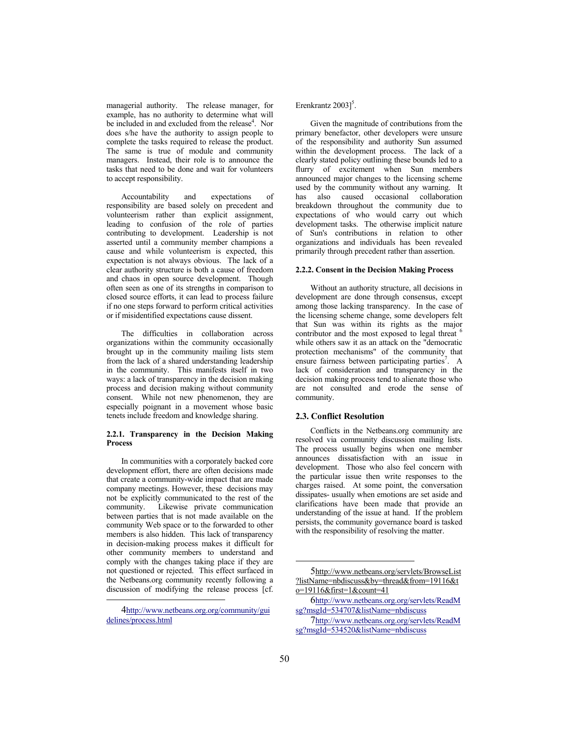managerial authority. The release manager, for example, has no authority to determine what will be included in and excluded from the release[4]. Nor does s/he have the authority to assign people to complete the tasks required to release the product. The same is true of module and community managers. Instead, their role is to announce the tasks that need to be done and wait for volunteers to accept responsibility.

Accountability and expectations of responsibility are based solely on precedent and volunteerism rather than explicit assignment, leading to confusion of the role of parties contributing to development. Leadership is not asserted until a community member champions a cause and while volunteerism is expected, this expectation is not always obvious. The lack of a clear authority structure is both a cause of freedom and chaos in open source development. Though often seen as one of its strengths in comparison to closed source efforts, it can lead to process failure if no one steps forward to perform critical activities or if misidentified expectations cause dissent.

The difficulties in collaboration across organizations within the community occasionally brought up in the community mailing lists stem from the lack of a shared understanding leadership in the community. This manifests itself in two ways: a lack of transparency in the decision making process and decision making without community consent. While not new phenomenon, they are especially poignant in a movement whose basic tenets include freedom and knowledge sharing.

#### 2.2.1. Transparency in the Decision Making Process

In communities with a corporately backed core development effort, there are often decisions made that create a community-wide impact that are made company meetings. However, these decisions may not be explicitly communicated to the rest of the community. Likewise private communication between parties that is not made available on the community Web space or to the forwarded to other members is also hidden. This lack of transparency in decision-making process makes it difficult for other community members to understand and comply with the changes taking place if they are not questioned or rejected. This effect surfaced in the Netbeans.org community recently following a discussion of modifying the release process [cf. Erenkrantz 2003][5].

Given the magnitude of contributions from the primary benefactor, other developers were unsure of the responsibility and authority Sun assumed within the development process. The lack of a clearly stated policy outlining these bounds led to a flurry of excitement when Sun members announced major changes to the licensing scheme used by the community without any warning. It has also caused occasional collaboration breakdown throughout the community due to expectations of who would carry out which development tasks. The otherwise implicit nature of Sun's contributions in relation to other organizations and individuals has been revealed primarily through precedent rather than assertion.

#### 2.2.2. Consent in the Decision Making Process

Without an authority structure, all decisions in development are done through consensus, except among those lacking transparency. In the case of the licensing scheme change, some developers felt that Sun was within its rights as the major contributor and the most exposed to legal threat [6] while others saw it as an attack on the "democratic protection mechanisms" of the community that ensure fairness between participating parties[7]. A lack of consideration and transparency in the decision making process tend to alienate those who are not consulted and erode the sense of community.

### 2.3. Conflict Resolution

Conflicts in the Netbeans.org community are resolved via community discussion mailing lists. The process usually begins when one member announces dissatisfaction with an issue in development. Those who also feel concern with the particular issue then write responses to the charges raised. At some point, the conversation dissipates- usually when emotions are set aside and clarifications have been made that provide an understanding of the issue at hand. If the problem persists, the community governance board is tasked with the responsibility of resolving the matter.

---

4 http://www.netbeans.org/community/guidelines/process.html

5 http://www.netbeans.org/servlets/BrowseList?listName=nbdiscuss&by=thread&from=19116&to=19116&first=1&count=41

6 http://www.netbeans.org/servlets/ReadMsg?msgId=534707&listName=nbdiscuss

7 http://www.netbeans.org/servlets/ReadMsg?msgId=534520&listName=nbdiscuss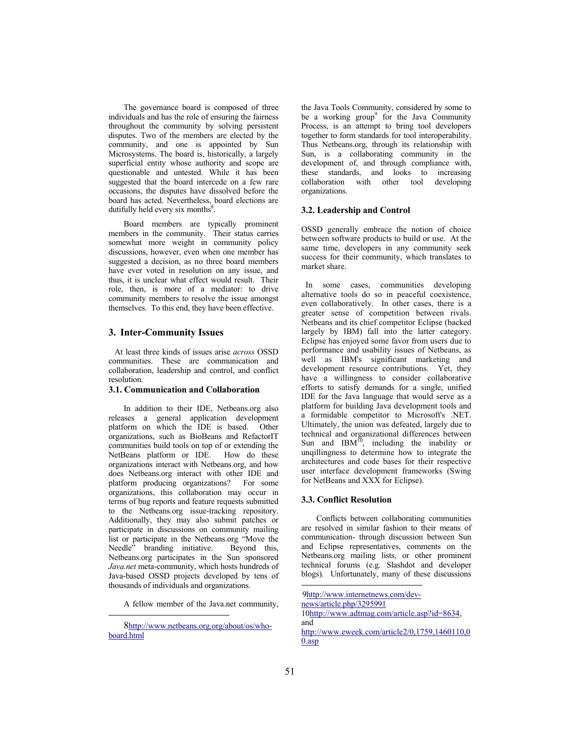The governance board is composed of three individuals and has the role of ensuring the fairness throughout the community by solving persistent disputes. Two of the members are elected by the community, and one is appointed by Sun Microsystems. The board is, historically, a largely superficial entity whose authority and scope are questionable and untested. While it has been suggested that the board intercede on a few rare occasions, the disputes have dissolved before the board has acted. Nevertheless, board elections are dutifully held every six months[8].

Board members are typically prominent members in the community. Their status carries somewhat more weight in community policy discussions, however, even when one member has suggested a decision, as no three board members have ever voted in resolution on any issue, and thus, it is unclear what effect would result. Their role, then, is more of a mediator: to drive community members to resolve the issue amongst themselves. To this end, they have been effective.

## 3. Inter-Community Issues

At least three kinds of issues arise *across* OSSD communities. These are communication and collaboration, leadership and control, and conflict resolution.

### 3.1. Communication and Collaboration

In addition to their IDE, Netbeans.org also releases a general application development platform on which the IDE is based. Other organizations, such as BioBeans and RefactorIT communities build tools on top of or extending the NetBeans platform or IDE. How do these organizations interact with Netbeans.org, and how does Netbeans.org interact with other IDE and platform producing organizations? For some organizations, this collaboration may occur in terms of bug reports and feature requests submitted to the Netbeans.org issue-tracking repository. Additionally, they may also submit patches or participate in discussions on community mailing list or participate in the Netbeans.org "Move the Needle" branding initiative. Beyond this, Netbeans.org participates in the Sun sponsored *Java.net* meta-community, which hosts hundreds of Java-based OSSD projects developed by tens of thousands of individuals and organizations.

A fellow member of the Java.net community, the Java Tools Community, considered by some to be a working group[9] for the Java Community Process, is an attempt to bring tool developers together to form standards for tool interoperability. Thus Netbeans.org, through its relationship with Sun, is a collaborating community in the development of, and through compliance with, these standards, and looks to increasing collaboration with other tool developing organizations.

### 3.2. Leadership and Control

OSSD generally embrace the notion of choice between software products to build or use. At the same time, developers in any community seek success for their community, which translates to market share.

In some cases, communities developing alternative tools do so in peaceful coexistence, even collaboratively. In other cases, there is a greater sense of competition between rivals. Netbeans and its chief competitor Eclipse (backed largely by IBM) fall into the latter category. Eclipse has enjoyed some favor from users due to performance and usability issues of Netbeans, as well as IBM's significant marketing and development resource contributions. Yet, they have a willingness to consider collaborative efforts to satisfy demands for a single, unified IDE for the Java language that would serve as a platform for building Java development tools and a formidable competitor to Microsoft's .NET. Ultimately, the union was defeated, largely due to technical and organizational differences between Sun and IBM[10], including the inability or unqillingness to determine how to integrate the architectures and code bases for their respective user interface development frameworks (Swing for NetBeans and XXX for Eclipse).

### 3.3. Conflict Resolution

Conflicts between collaborating communities are resolved in similar fashion to their means of communication- through discussion between Sun and Eclipse representatives, comments on the Netbeans.org mailing lists, or other prominent technical forums (e.g. Slashdot and developer blogs). Unfortunately, many of these discussions

---

8 http://www.netbeans.org.org/about/os/who-board.html

9 http://www.internetnews.com/dev-news/article.php/3295991

10 http://www.adtmag.com/article.asp?id=8634, and http://www.eweek.com/article2/0,1759,1460110,00.asp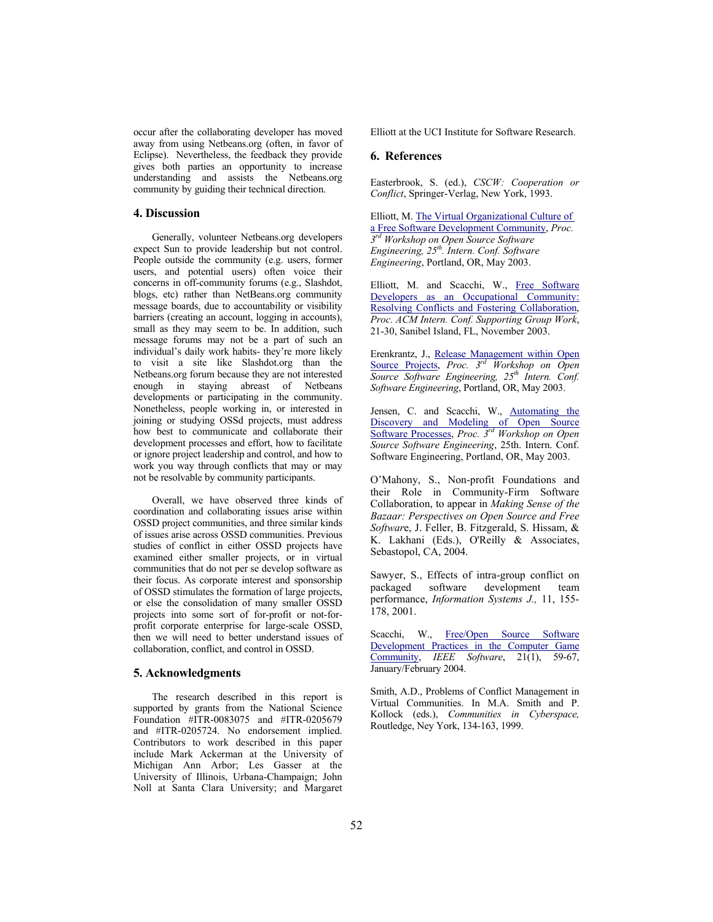occur after the collaborating developer has moved away from using Netbeans.org (often, in favor of Eclipse). Nevertheless, the feedback they provide gives both parties an opportunity to increase understanding and assists the Netbeans.org community by guiding their technical direction.

## 4. Discussion

Generally, volunteer Netbeans.org developers expect Sun to provide leadership but not control. People outside the community (e.g. users, former users, and potential users) often voice their concerns in off-community forums (e.g., Slashdot, blogs, etc) rather than NetBeans.org community message boards, due to accountability or visibility barriers (creating an account, logging in accounts), small as they may seem to be. In addition, such message forums may not be a part of such an individual's daily work habits- they're more likely to visit a site like Slashdot.org than the Netbeans.org forum because they are not interested enough in staying abreast of Netbeans developments or participating in the community. Nonetheless, people working in, or interested in joining or studying OSSd projects, must address how best to communicate and collaborate their development processes and effort, how to facilitate or ignore project leadership and control, and how to work you way through conflicts that may or may not be resolvable by community participants.

Overall, we have observed three kinds of coordination and collaborating issues arise within OSSD project communities, and three similar kinds of issues arise across OSSD communities. Previous studies of conflict in either OSSD projects have examined either smaller projects, or in virtual communities that do not per se develop software as their focus. As corporate interest and sponsorship of OSSD stimulates the formation of large projects, or else the consolidation of many smaller OSSD projects into some sort of for-profit or not-for-profit corporate enterprise for large-scale OSSD, then we will need to better understand issues of collaboration, conflict, and control in OSSD.

## 5. Acknowledgments

The research described in this report is supported by grants from the National Science Foundation #ITR-0083075 and #ITR-0205679 and #ITR-0205724. No endorsement implied. Contributors to work described in this paper include Mark Ackerman at the University of Michigan Ann Arbor; Les Gasser at the University of Illinois, Urbana-Champaign; John Noll at Santa Clara University; and Margaret Elliott at the UCI Institute for Software Research.

## 6. References

Easterbrook, S. (ed.), *CSCW: Cooperation or Conflict*, Springer-Verlag, New York, 1993.

Elliott, M. The Virtual Organizational Culture of a Free Software Development Community, *Proc. 3rd Workshop on Open Source Software Engineering, 25th. Intern. Conf. Software Engineering*, Portland, OR, May 2003.

Elliott, M. and Scacchi, W., Free Software Developers as an Occupational Community: Resolving Conflicts and Fostering Collaboration, *Proc. ACM Intern. Conf. Supporting Group Work*, 21-30, Sanibel Island, FL, November 2003.

Erenkrantz, J., Release Management within Open Source Projects, *Proc. 3rd Workshop on Open Source Software Engineering, 25th Intern. Conf. Software Engineering*, Portland, OR, May 2003.

Jensen, C. and Scacchi, W., Automating the Discovery and Modeling of Open Source Software Processes, *Proc. 3rd Workshop on Open Source Software Engineering*, 25th. Intern. Conf. Software Engineering, Portland, OR, May 2003.

O'Mahony, S., Non-profit Foundations and their Role in Community-Firm Software Collaboration, to appear in *Making Sense of the Bazaar: Perspectives on Open Source and Free Software*, J. Feller, B. Fitzgerald, S. Hissam, & K. Lakhani (Eds.), O'Reilly & Associates, Sebastopol, CA, 2004.

Sawyer, S., Effects of intra-group conflict on packaged software development team performance, *Information Systems J.,* 11, 155-178, 2001.

Scacchi, W., Free/Open Source Software Development Practices in the Computer Game Community, *IEEE Software*, 21(1), 59-67, January/February 2004.

Smith, A.D., Problems of Conflict Management in Virtual Communities. In M.A. Smith and P. Kollock (eds.), *Communities in Cyberspace,* Routledge, Ney York, 134-163, 1999.